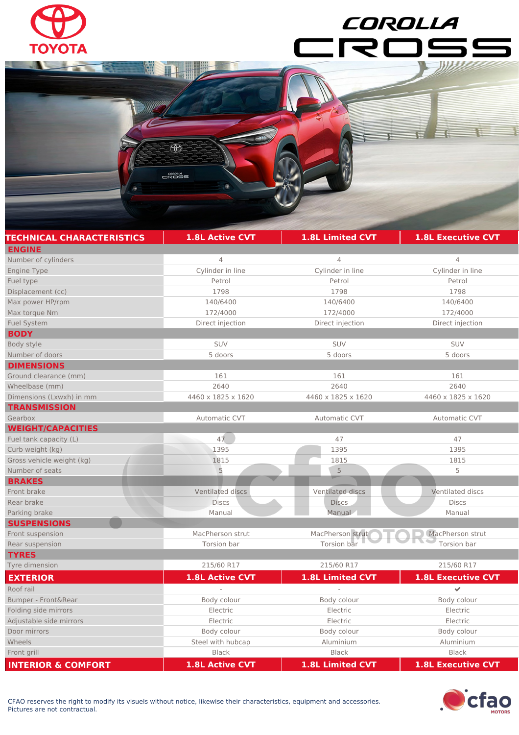# TOYOTA COROLLA CROSS

| TECHNICAL CHARACTERISTICS | 1.8L Active CVT | 1.8L Limited CVT | 1.8L Executive CVT |
|---|---|---|---|
| **ENGINE** | | | |
| Number of cylinders | 4 | 4 | 4 |
| Engine Type | Cylinder in line | Cylinder in line | Cylinder in line |
| Fuel type | Petrol | Petrol | Petrol |
| Displacement (cc) | 1798 | 1798 | 1798 |
| Max power HP/rpm | 140/6400 | 140/6400 | 140/6400 |
| Max torque Nm | 172/4000 | 172/4000 | 172/4000 |
| Fuel System | Direct injection | Direct injection | Direct injection |
| **BODY** | | | |
| Body style | SUV | SUV | SUV |
| Number of doors | 5 doors | 5 doors | 5 doors |
| **DIMENSIONS** | | | |
| Ground clearance (mm) | 161 | 161 | 161 |
| Wheelbase (mm) | 2640 | 2640 | 2640 |
| Dimensions (Lxwxh) in mm | 4460 x 1825 x 1620 | 4460 x 1825 x 1620 | 4460 x 1825 x 1620 |
| **TRANSMISSION** | | | |
| Gearbox | Automatic CVT | Automatic CVT | Automatic CVT |
| **WEIGHT/CAPACITIES** | | | |
| Fuel tank capacity (L) | 47 | 47 | 47 |
| Curb weight (kg) | 1395 | 1395 | 1395 |
| Gross vehicle weight (kg) | 1815 | 1815 | 1815 |
| Number of seats | 5 | 5 | 5 |
| **BRAKES** | | | |
| Front brake | Ventilated discs | Ventilated discs | Ventilated discs |
| Rear brake | Discs | Discs | Discs |
| Parking brake | Manual | Manual | Manual |
| **SUSPENSIONS** | | | |
| Front suspension | MacPherson strut | MacPherson strut | MacPherson strut |
| Rear suspension | Torsion bar | Torsion bar | Torsion bar |
| **TYRES** | | | |
| Tyre dimension | 215/60 R17 | 215/60 R17 | 215/60 R17 |

| EXTERIOR | 1.8L Active CVT | 1.8L Limited CVT | 1.8L Executive CVT |
|---|---|---|---|
| Roof rail | - | - | ✔ |
| Bumper - Front&Rear | Body colour | Body colour | Body colour |
| Folding side mirrors | Electric | Electric | Electric |
| Adjustable side mirrors | Electric | Electric | Electric |
| Door mirrors | Body colour | Body colour | Body colour |
| Wheels | Steel with hubcap | Aluminium | Aluminium |
| Front grill | Black | Black | Black |

| INTERIOR & COMFORT | 1.8L Active CVT | 1.8L Limited CVT | 1.8L Executive CVT |
|---|---|---|---|

CFAO reserves the right to modify its visuals without notice, likewise their characteristics, equipment and accessories.
Pictures are not contractual.

cfao MOTORS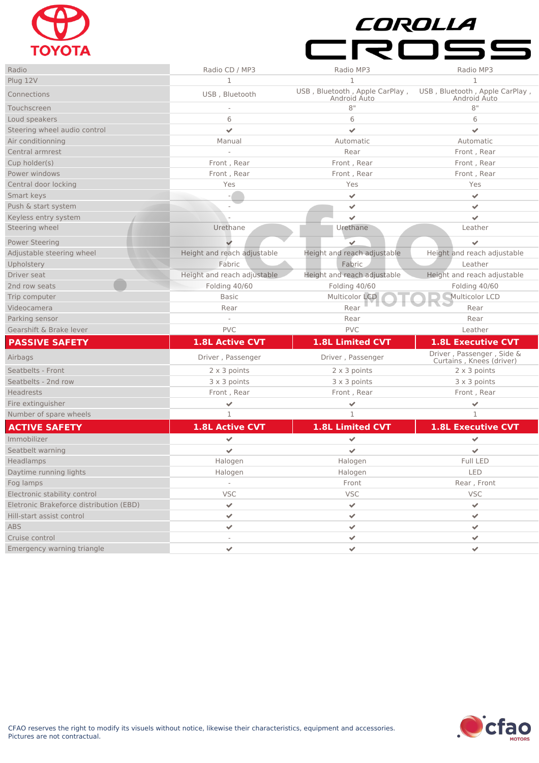# COROLLA CROSS

| | | | |
|---|---|---|---|
| Radio | Radio CD / MP3 | Radio MP3 | Radio MP3 |
| Plug 12V | 1 | 1 | 1 |
| Connections | USB , Bluetooth | USB , Bluetooth , Apple CarPlay , Android Auto | USB , Bluetooth , Apple CarPlay , Android Auto |
| Touchscreen | - | 8" | 8" |
| Loud speakers | 6 | 6 | 6 |
| Steering wheel audio control | ✔ | ✔ | ✔ |
| Air conditionning | Manual | Automatic | Automatic |
| Central armrest | - | Rear | Front , Rear |
| Cup holder(s) | Front , Rear | Front , Rear | Front , Rear |
| Power windows | Front , Rear | Front , Rear | Front , Rear |
| Central door locking | Yes | Yes | Yes |
| Smart keys | - | ✔ | ✔ |
| Push & start system | - | ✔ | ✔ |
| Keyless entry system | - | ✔ | ✔ |
| Steering wheel | Urethane | Urethane | Leather |
| Power Steering | ✔ | ✔ | ✔ |
| Adjustable steering wheel | Height and reach adjustable | Height and reach adjustable | Height and reach adjustable |
| Upholstery | Fabric | Fabric | Leather |
| Driver seat | Height and reach adjustable | Height and reach adjustable | Height and reach adjustable |
| 2nd row seats | Folding 40/60 | Folding 40/60 | Folding 40/60 |
| Trip computer | Basic | Multicolor LCD | Multicolor LCD |
| Videocamera | Rear | Rear | Rear |
| Parking sensor | - | Rear | Rear |
| Gearshift & Brake lever | PVC | PVC | Leather |

| **PASSIVE SAFETY** | **1.8L Active CVT** | **1.8L Limited CVT** | **1.8L Executive CVT** |
|---|---|---|---|
| Airbags | Driver , Passenger | Driver , Passenger | Driver , Passenger , Side & Curtains , Knees (driver) |
| Seatbelts - Front | 2 x 3 points | 2 x 3 points | 2 x 3 points |
| Seatbelts - 2nd row | 3 x 3 points | 3 x 3 points | 3 x 3 points |
| Headrests | Front , Rear | Front , Rear | Front , Rear |
| Fire extinguisher | ✔ | ✔ | ✔ |
| Number of spare wheels | 1 | 1 | 1 |

| **ACTIVE SAFETY** | **1.8L Active CVT** | **1.8L Limited CVT** | **1.8L Executive CVT** |
|---|---|---|---|
| Immobilizer | ✔ | ✔ | ✔ |
| Seatbelt warning | ✔ | ✔ | ✔ |
| Headlamps | Halogen | Halogen | Full LED |
| Daytime running lights | Halogen | Halogen | LED |
| Fog lamps | - | Front | Rear , Front |
| Electronic stability control | VSC | VSC | VSC |
| Eletronic Brakeforce distribution (EBD) | ✔ | ✔ | ✔ |
| Hill-start assist control | ✔ | ✔ | ✔ |
| ABS | ✔ | ✔ | ✔ |
| Cruise control | - | ✔ | ✔ |
| Emergency warning triangle | ✔ | ✔ | ✔ |

CFAO reserves the right to modify its visuels without notice, likewise their characteristics, equipment and accessories.
Pictures are not contractual.